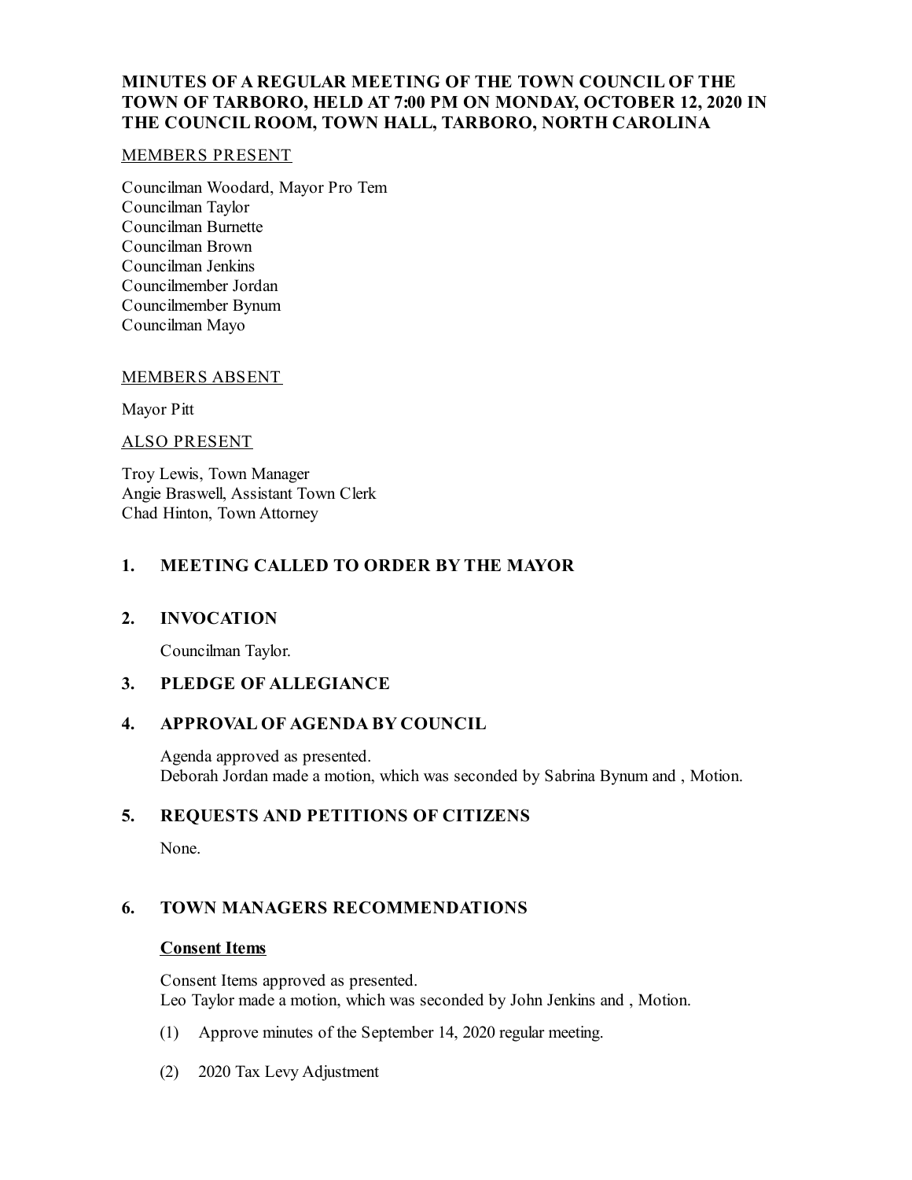# MINUTES OF A REGULAR MEETING OF THE TOWN COUNCIL OF THE TOWN OF TARBORO, HELD AT 7:00 PM ON MONDAY, OCTOBER 12, 2020 IN THE COUNCIL ROOM, TOWN HALL, TARBORO, NORTH CAROLINA

MEMBERS PRESENT

Councilman Woodard, Mayor Pro Tem
Councilman Taylor
Councilman Burnette
Councilman Brown
Councilman Jenkins
Councilmember Jordan
Councilmember Bynum
Councilman Mayo

MEMBERS ABSENT

Mayor Pitt

ALSO PRESENT

Troy Lewis, Town Manager
Angie Braswell, Assistant Town Clerk
Chad Hinton, Town Attorney

## 1. MEETING CALLED TO ORDER BY THE MAYOR

## 2. INVOCATION

Councilman Taylor.

## 3. PLEDGE OF ALLEGIANCE

## 4. APPROVAL OF AGENDA BY COUNCIL

Agenda approved as presented.
Deborah Jordan made a motion, which was seconded by Sabrina Bynum and , Motion.

## 5. REQUESTS AND PETITIONS OF CITIZENS

None.

## 6. TOWN MANAGERS RECOMMENDATIONS

**Consent Items**

Consent Items approved as presented.
Leo Taylor made a motion, which was seconded by John Jenkins and , Motion.

(1) Approve minutes of the September 14, 2020 regular meeting.

(2) 2020 Tax Levy Adjustment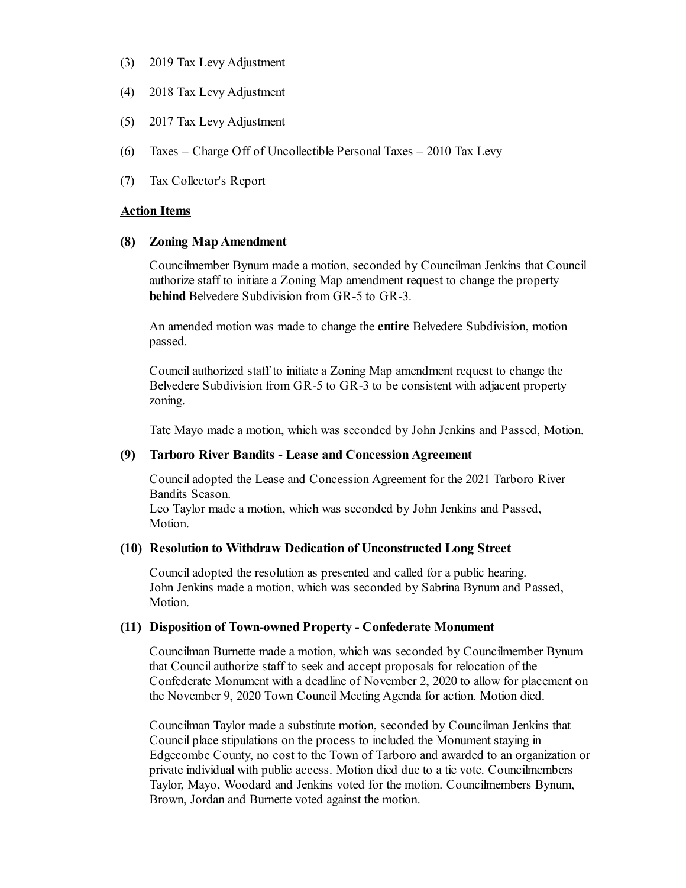(3) 2019 Tax Levy Adjustment

(4) 2018 Tax Levy Adjustment

(5) 2017 Tax Levy Adjustment

(6) Taxes – Charge Off of Uncollectible Personal Taxes – 2010 Tax Levy

(7) Tax Collector's Report

**Action Items**

**(8) Zoning Map Amendment**

Councilmember Bynum made a motion, seconded by Councilman Jenkins that Council authorize staff to initiate a Zoning Map amendment request to change the property **behind** Belvedere Subdivision from GR-5 to GR-3.

An amended motion was made to change the **entire** Belvedere Subdivision, motion passed.

Council authorized staff to initiate a Zoning Map amendment request to change the Belvedere Subdivision from GR-5 to GR-3 to be consistent with adjacent property zoning.

Tate Mayo made a motion, which was seconded by John Jenkins and Passed, Motion.

**(9) Tarboro River Bandits - Lease and Concession Agreement**

Council adopted the Lease and Concession Agreement for the 2021 Tarboro River Bandits Season.
Leo Taylor made a motion, which was seconded by John Jenkins and Passed, Motion.

**(10) Resolution to Withdraw Dedication of Unconstructed Long Street**

Council adopted the resolution as presented and called for a public hearing.
John Jenkins made a motion, which was seconded by Sabrina Bynum and Passed, Motion.

**(11) Disposition of Town-owned Property - Confederate Monument**

Councilman Burnette made a motion, which was seconded by Councilmember Bynum that Council authorize staff to seek and accept proposals for relocation of the Confederate Monument with a deadline of November 2, 2020 to allow for placement on the November 9, 2020 Town Council Meeting Agenda for action. Motion died.

Councilman Taylor made a substitute motion, seconded by Councilman Jenkins that Council place stipulations on the process to included the Monument staying in Edgecombe County, no cost to the Town of Tarboro and awarded to an organization or private individual with public access. Motion died due to a tie vote. Councilmembers Taylor, Mayo, Woodard and Jenkins voted for the motion. Councilmembers Bynum, Brown, Jordan and Burnette voted against the motion.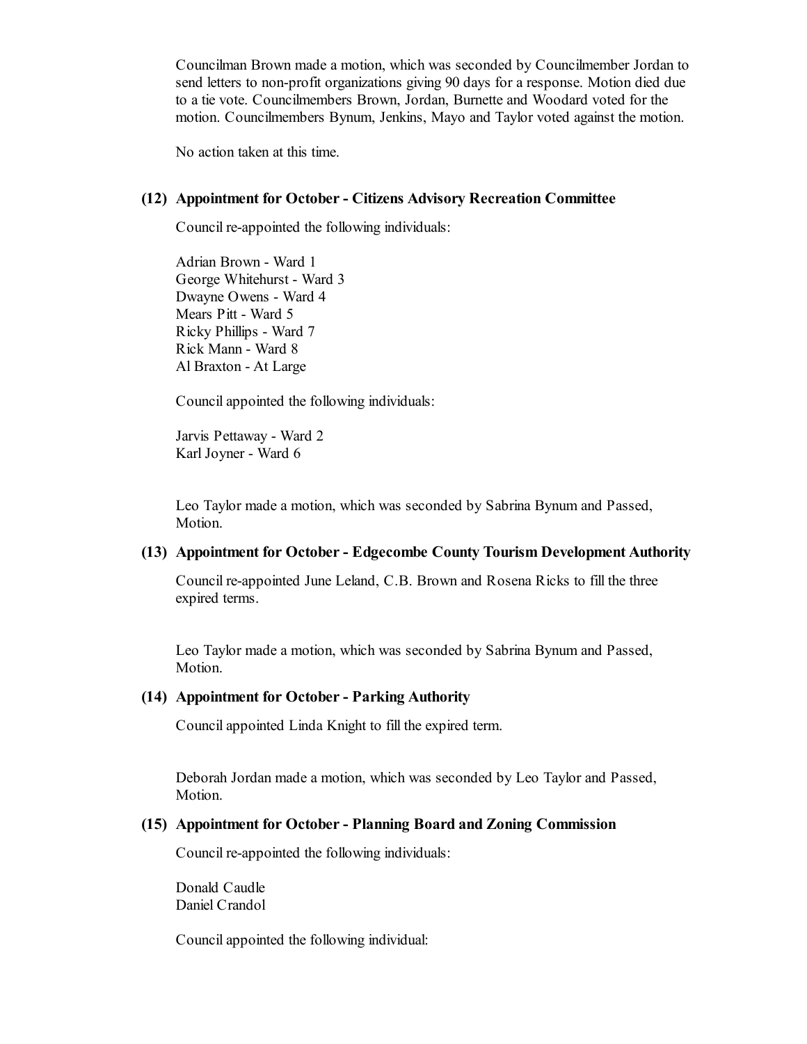Councilman Brown made a motion, which was seconded by Councilmember Jordan to send letters to non-profit organizations giving 90 days for a response. Motion died due to a tie vote. Councilmembers Brown, Jordan, Burnette and Woodard voted for the motion. Councilmembers Bynum, Jenkins, Mayo and Taylor voted against the motion.

No action taken at this time.

### (12) Appointment for October - Citizens Advisory Recreation Committee

Council re-appointed the following individuals:

Adrian Brown - Ward 1
George Whitehurst - Ward 3
Dwayne Owens - Ward 4
Mears Pitt - Ward 5
Ricky Phillips - Ward 7
Rick Mann - Ward 8
Al Braxton - At Large

Council appointed the following individuals:

Jarvis Pettaway - Ward 2
Karl Joyner - Ward 6

Leo Taylor made a motion, which was seconded by Sabrina Bynum and Passed, Motion.

### (13) Appointment for October - Edgecombe County Tourism Development Authority

Council re-appointed June Leland, C.B. Brown and Rosena Ricks to fill the three expired terms.

Leo Taylor made a motion, which was seconded by Sabrina Bynum and Passed, Motion.

### (14) Appointment for October - Parking Authority

Council appointed Linda Knight to fill the expired term.

Deborah Jordan made a motion, which was seconded by Leo Taylor and Passed, Motion.

### (15) Appointment for October - Planning Board and Zoning Commission

Council re-appointed the following individuals:

Donald Caudle
Daniel Crandol

Council appointed the following individual: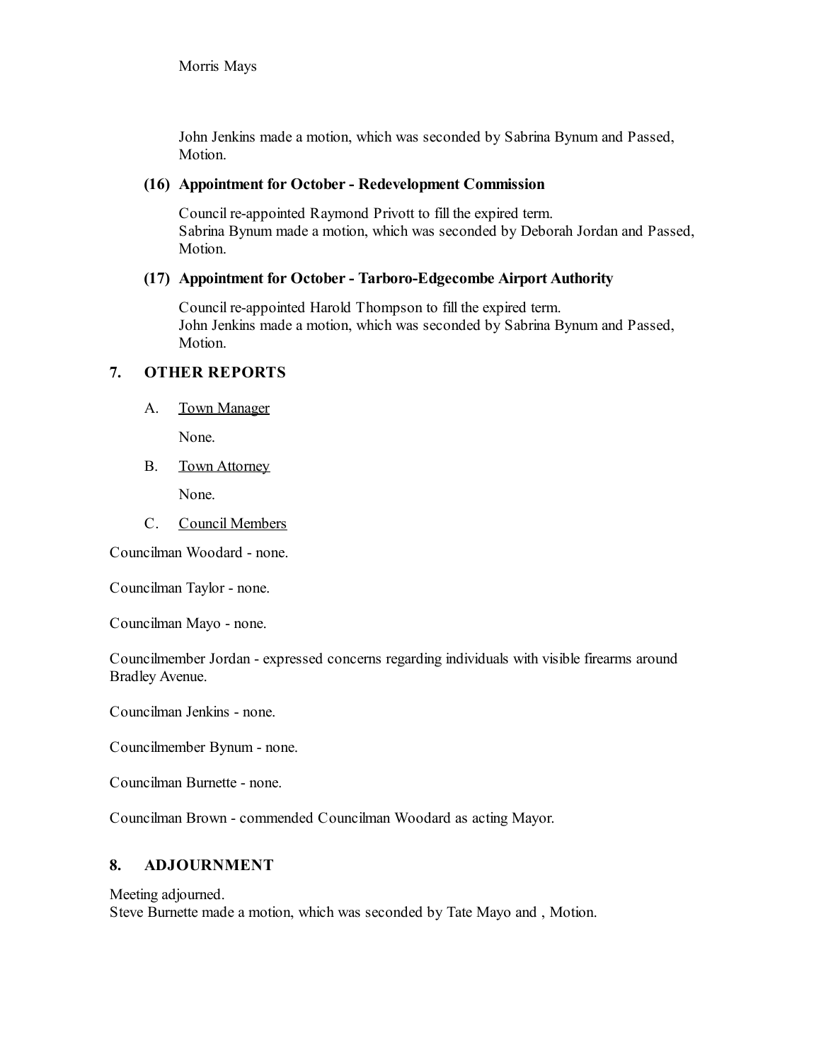Morris Mays

John Jenkins made a motion, which was seconded by Sabrina Bynum and Passed, Motion.

**(16) Appointment for October - Redevelopment Commission**

Council re-appointed Raymond Privott to fill the expired term.
Sabrina Bynum made a motion, which was seconded by Deborah Jordan and Passed, Motion.

**(17) Appointment for October - Tarboro-Edgecombe Airport Authority**

Council re-appointed Harold Thompson to fill the expired term.
John Jenkins made a motion, which was seconded by Sabrina Bynum and Passed, Motion.

## 7. OTHER REPORTS

A. Town Manager

None.

B. Town Attorney

None.

C. Council Members

Councilman Woodard - none.

Councilman Taylor - none.

Councilman Mayo - none.

Councilmember Jordan - expressed concerns regarding individuals with visible firearms around Bradley Avenue.

Councilman Jenkins - none.

Councilmember Bynum - none.

Councilman Burnette - none.

Councilman Brown - commended Councilman Woodard as acting Mayor.

## 8. ADJOURNMENT

Meeting adjourned.
Steve Burnette made a motion, which was seconded by Tate Mayo and , Motion.